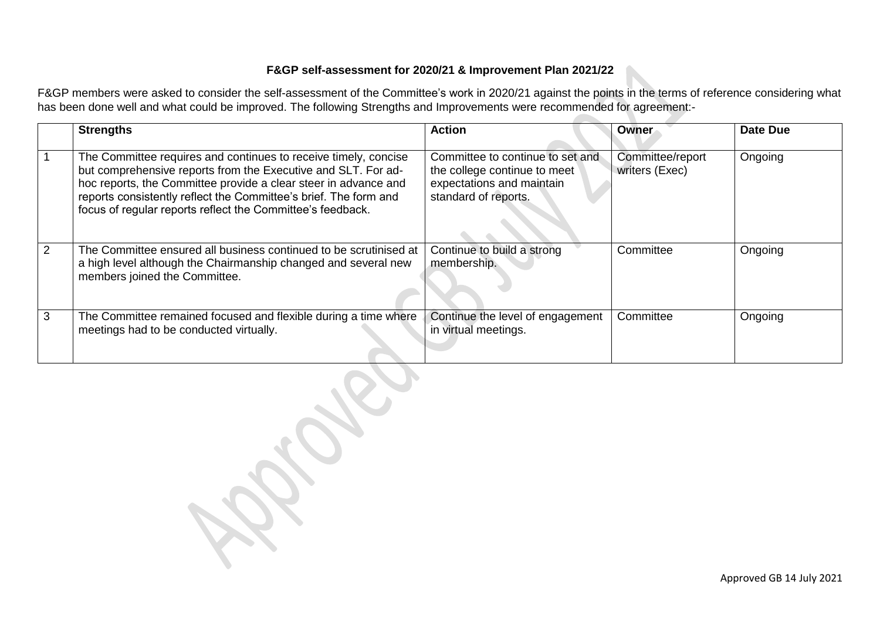**F&GP self-assessment for 2020/21 & Improvement Plan 2021/22**

F&GP members were asked to consider the self-assessment of the Committee's work in 2020/21 against the points in the terms of reference considering what has been done well and what could be improved. The following Strengths and Improvements were recommended for agreement:-

| | Strengths | Action | Owner | Date Due |
|---|---|---|---|---|
| 1 | The Committee requires and continues to receive timely, concise but comprehensive reports from the Executive and SLT. For ad-hoc reports, the Committee provide a clear steer in advance and reports consistently reflect the Committee's brief. The form and focus of regular reports reflect the Committee's feedback. | Committee to continue to set and the college continue to meet expectations and maintain standard of reports. | Committee/report writers (Exec) | Ongoing |
| 2 | The Committee ensured all business continued to be scrutinised at a high level although the Chairmanship changed and several new members joined the Committee. | Continue to build a strong membership. | Committee | Ongoing |
| 3 | The Committee remained focused and flexible during a time where meetings had to be conducted virtually. | Continue the level of engagement in virtual meetings. | Committee | Ongoing |

Approved GB 14 July 2021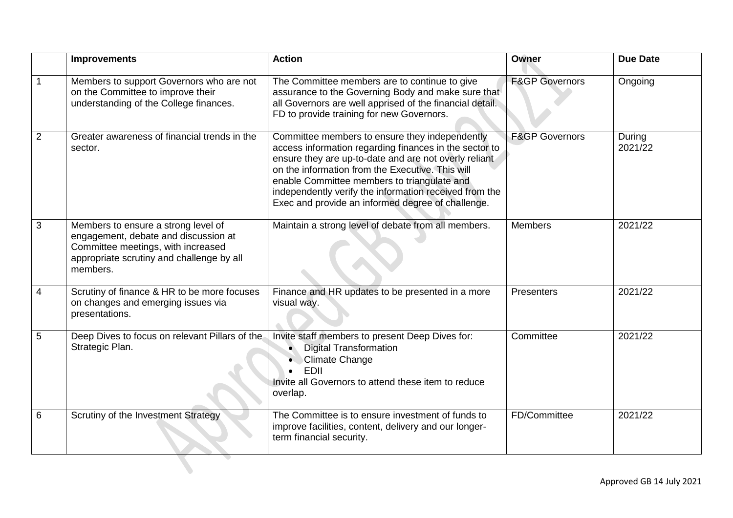| | Improvements | Action | Owner | Due Date |
|---|---|---|---|---|
| 1 | Members to support Governors who are not on the Committee to improve their understanding of the College finances. | The Committee members are to continue to give assurance to the Governing Body and make sure that all Governors are well apprised of the financial detail. FD to provide training for new Governors. | F&GP Governors | Ongoing |
| 2 | Greater awareness of financial trends in the sector. | Committee members to ensure they independently access information regarding finances in the sector to ensure they are up-to-date and are not overly reliant on the information from the Executive. This will enable Committee members to triangulate and independently verify the information received from the Exec and provide an informed degree of challenge. | F&GP Governors | During 2021/22 |
| 3 | Members to ensure a strong level of engagement, debate and discussion at Committee meetings, with increased appropriate scrutiny and challenge by all members. | Maintain a strong level of debate from all members. | Members | 2021/22 |
| 4 | Scrutiny of finance & HR to be more focuses on changes and emerging issues via presentations. | Finance and HR updates to be presented in a more visual way. | Presenters | 2021/22 |
| 5 | Deep Dives to focus on relevant Pillars of the Strategic Plan. | Invite staff members to present Deep Dives for:<br>• Digital Transformation<br>• Climate Change<br>• EDII<br>Invite all Governors to attend these item to reduce overlap. | Committee | 2021/22 |
| 6 | Scrutiny of the Investment Strategy | The Committee is to ensure investment of funds to improve facilities, content, delivery and our longer-term financial security. | FD/Committee | 2021/22 |

Approved GB 14 July 2021